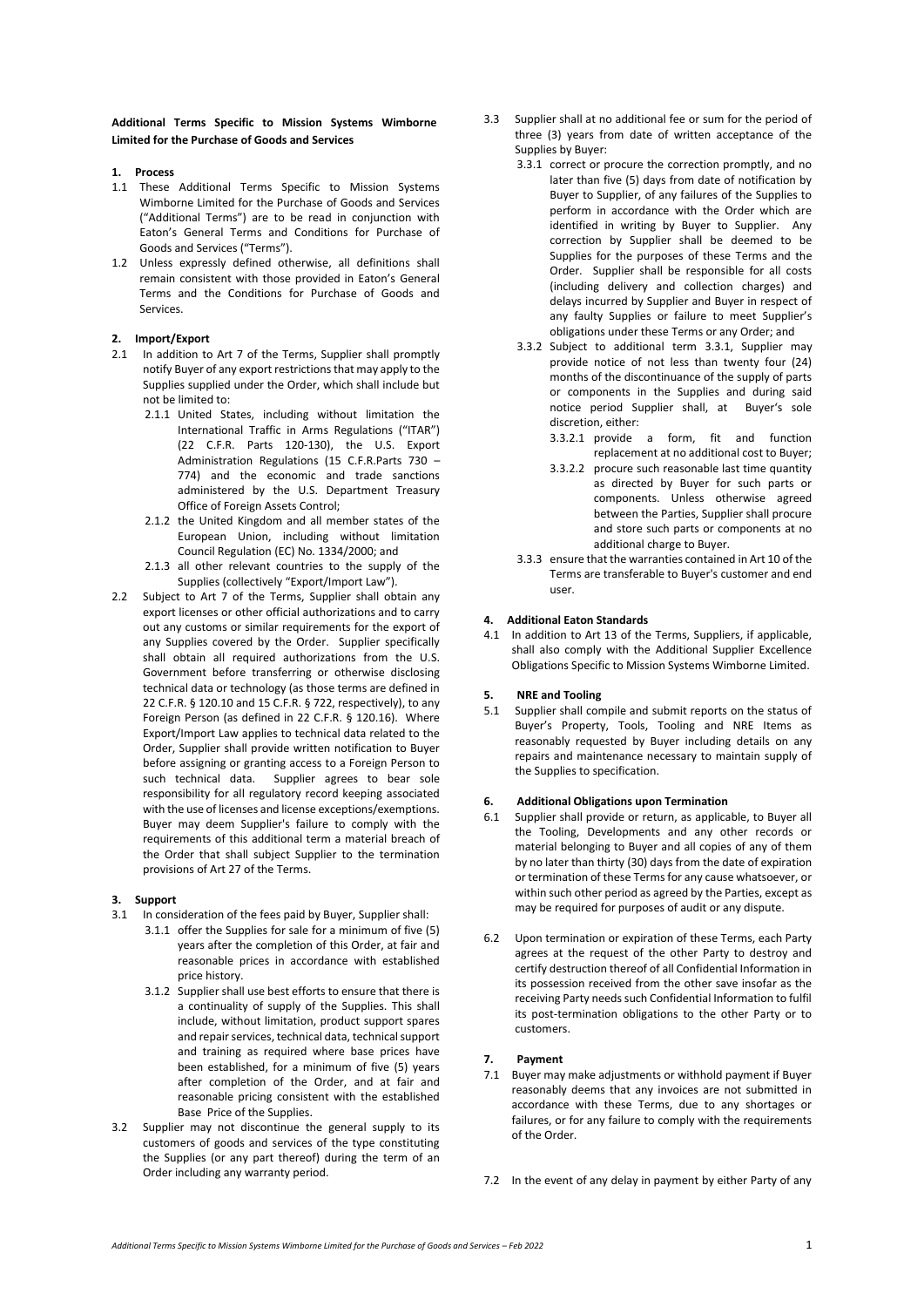**Additional Terms Specific to Mission Systems Wimborne Limited for the Purchase of Goods and Services**

## 1. Process

1.1 These Additional Terms Specific to Mission Systems Wimborne Limited for the Purchase of Goods and Services ("Additional Terms") are to be read in conjunction with Eaton's General Terms and Conditions for Purchase of Goods and Services ("Terms").

1.2 Unless expressly defined otherwise, all definitions shall remain consistent with those provided in Eaton's General Terms and the Conditions for Purchase of Goods and Services.

## 2. Import/Export

2.1 In addition to Art 7 of the Terms, Supplier shall promptly notify Buyer of any export restrictions that may apply to the Supplies supplied under the Order, which shall include but not be limited to:

- 2.1.1 United States, including without limitation the International Traffic in Arms Regulations ("ITAR") (22 C.F.R. Parts 120-130), the U.S. Export Administration Regulations (15 C.F.R.Parts 730 – 774) and the economic and trade sanctions administered by the U.S. Department Treasury Office of Foreign Assets Control;
- 2.1.2 the United Kingdom and all member states of the European Union, including without limitation Council Regulation (EC) No. 1334/2000; and
- 2.1.3 all other relevant countries to the supply of the Supplies (collectively "Export/Import Law").

2.2 Subject to Art 7 of the Terms, Supplier shall obtain any export licenses or other official authorizations and to carry out any customs or similar requirements for the export of any Supplies covered by the Order. Supplier specifically shall obtain all required authorizations from the U.S. Government before transferring or otherwise disclosing technical data or technology (as those terms are defined in 22 C.F.R. § 120.10 and 15 C.F.R. § 722, respectively), to any Foreign Person (as defined in 22 C.F.R. § 120.16). Where Export/Import Law applies to technical data related to the Order, Supplier shall provide written notification to Buyer before assigning or granting access to a Foreign Person to such technical data. Supplier agrees to bear sole responsibility for all regulatory record keeping associated with the use of licenses and license exceptions/exemptions. Buyer may deem Supplier's failure to comply with the requirements of this additional term a material breach of the Order that shall subject Supplier to the termination provisions of Art 27 of the Terms.

## 3. Support

3.1 In consideration of the fees paid by Buyer, Supplier shall:

- 3.1.1 offer the Supplies for sale for a minimum of five (5) years after the completion of this Order, at fair and reasonable prices in accordance with established price history.
- 3.1.2 Supplier shall use best efforts to ensure that there is a continuality of supply of the Supplies. This shall include, without limitation, product support spares and repair services, technical data, technical support and training as required where base prices have been established, for a minimum of five (5) years after completion of the Order, and at fair and reasonable pricing consistent with the established Base Price of the Supplies.

3.2 Supplier may not discontinue the general supply to its customers of goods and services of the type constituting the Supplies (or any part thereof) during the term of an Order including any warranty period.

3.3 Supplier shall at no additional fee or sum for the period of three (3) years from date of written acceptance of the Supplies by Buyer:

- 3.3.1 correct or procure the correction promptly, and no later than five (5) days from date of notification by Buyer to Supplier, of any failures of the Supplies to perform in accordance with the Order which are identified in writing by Buyer to Supplier. Any correction by Supplier shall be deemed to be Supplies for the purposes of these Terms and the Order. Supplier shall be responsible for all costs (including delivery and collection charges) and delays incurred by Supplier and Buyer in respect of any faulty Supplies or failure to meet Supplier's obligations under these Terms or any Order; and
- 3.3.2 Subject to additional term 3.3.1, Supplier may provide notice of not less than twenty four (24) months of the discontinuance of the supply of parts or components in the Supplies and during said notice period Supplier shall, at Buyer's sole discretion, either:
  - 3.3.2.1 provide a form, fit and function replacement at no additional cost to Buyer;
  - 3.3.2.2 procure such reasonable last time quantity as directed by Buyer for such parts or components. Unless otherwise agreed between the Parties, Supplier shall procure and store such parts or components at no additional charge to Buyer.
- 3.3.3 ensure that the warranties contained in Art 10 of the Terms are transferable to Buyer's customer and end user.

## 4. Additional Eaton Standards

4.1 In addition to Art 13 of the Terms, Suppliers, if applicable, shall also comply with the Additional Supplier Excellence Obligations Specific to Mission Systems Wimborne Limited.

## 5. NRE and Tooling

5.1 Supplier shall compile and submit reports on the status of Buyer's Property, Tools, Tooling and NRE Items as reasonably requested by Buyer including details on any repairs and maintenance necessary to maintain supply of the Supplies to specification.

## 6. Additional Obligations upon Termination

6.1 Supplier shall provide or return, as applicable, to Buyer all the Tooling, Developments and any other records or material belonging to Buyer and all copies of any of them by no later than thirty (30) days from the date of expiration or termination of these Terms for any cause whatsoever, or within such other period as agreed by the Parties, except as may be required for purposes of audit or any dispute.

6.2 Upon termination or expiration of these Terms, each Party agrees at the request of the other Party to destroy and certify destruction thereof of all Confidential Information in its possession received from the other save insofar as the receiving Party needs such Confidential Information to fulfil its post-termination obligations to the other Party or to customers.

## 7. Payment

7.1 Buyer may make adjustments or withhold payment if Buyer reasonably deems that any invoices are not submitted in accordance with these Terms, due to any shortages or failures, or for any failure to comply with the requirements of the Order.

7.2 In the event of any delay in payment by either Party of any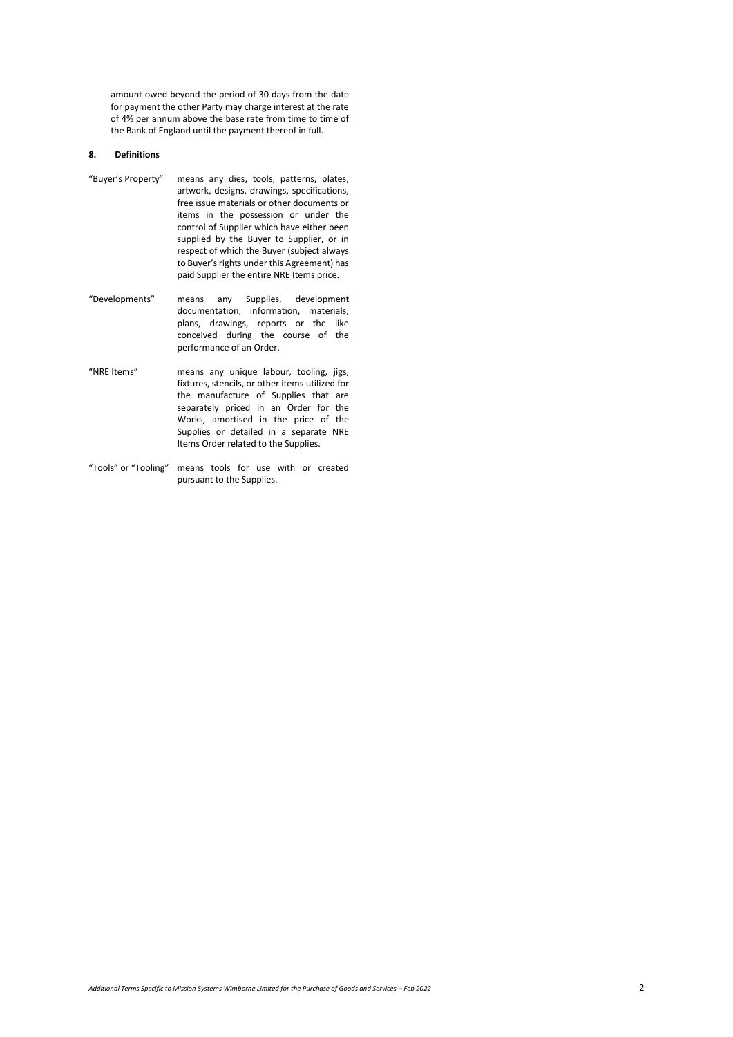amount owed beyond the period of 30 days from the date for payment the other Party may charge interest at the rate of 4% per annum above the base rate from time to time of the Bank of England until the payment thereof in full.

## 8. Definitions

| | |
|---|---|
| "Buyer's Property" | means any dies, tools, patterns, plates, artwork, designs, drawings, specifications, free issue materials or other documents or items in the possession or under the control of Supplier which have either been supplied by the Buyer to Supplier, or in respect of which the Buyer (subject always to Buyer's rights under this Agreement) has paid Supplier the entire NRE Items price. |
| "Developments" | means any Supplies, development documentation, information, materials, plans, drawings, reports or the like conceived during the course of the performance of an Order. |
| "NRE Items" | means any unique labour, tooling, jigs, fixtures, stencils, or other items utilized for the manufacture of Supplies that are separately priced in an Order for the Works, amortised in the price of the Supplies or detailed in a separate NRE Items Order related to the Supplies. |
| "Tools" or "Tooling" | means tools for use with or created pursuant to the Supplies. |